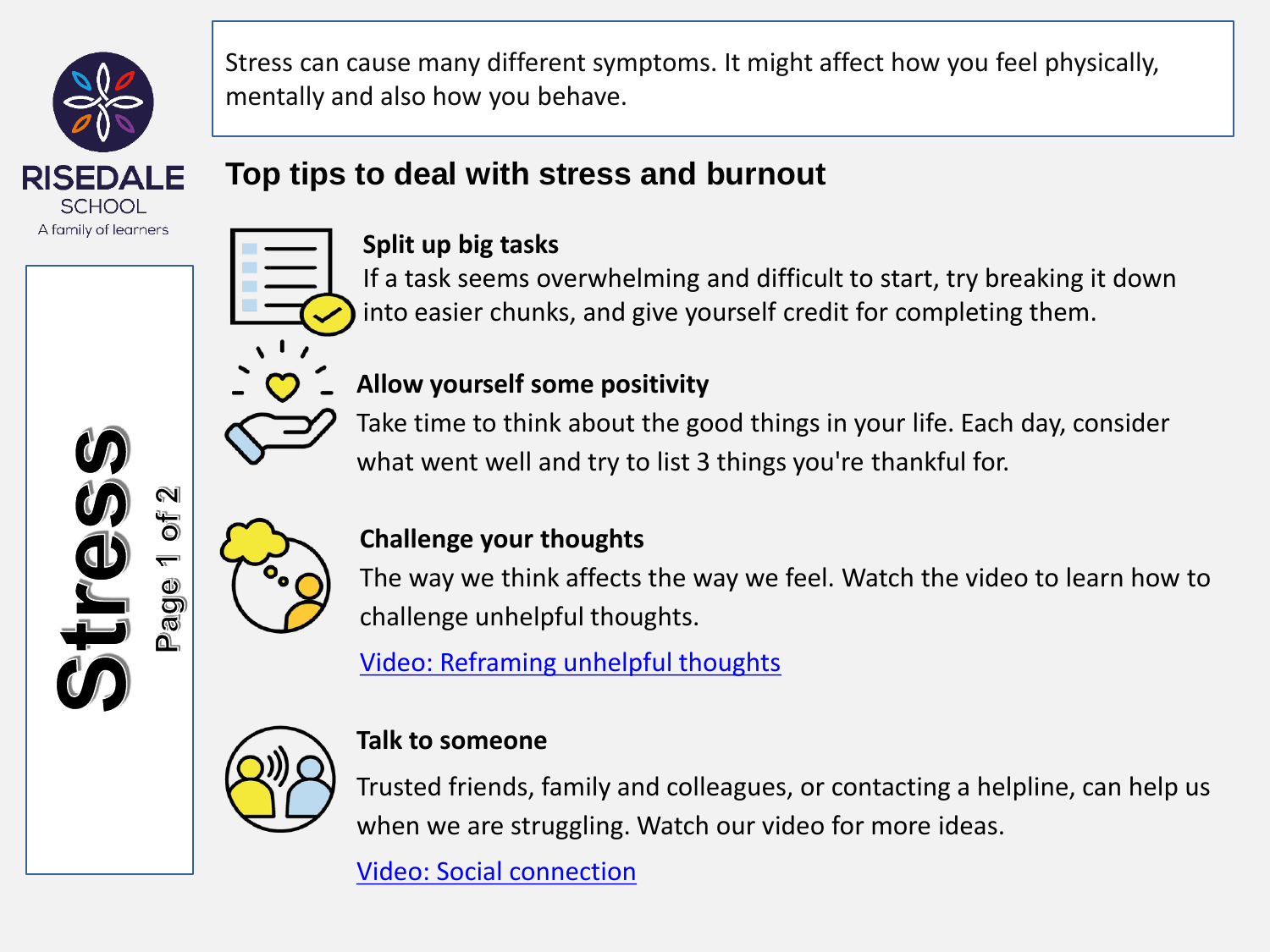RISEDALE SCHOOL

A family of learners

# Stress

Stress can cause many different symptoms. It might affect how you feel physically, mentally and also how you behave.

## Top tips to deal with stress and burnout

**Split up big tasks**

If a task seems overwhelming and difficult to start, try breaking it down into easier chunks, and give yourself credit for completing them.

**Allow yourself some positivity**

Take time to think about the good things in your life. Each day, consider what went well and try to list 3 things you're thankful for.

**Challenge your thoughts**

The way we think affects the way we feel. Watch the video to learn how to challenge unhelpful thoughts.

Video: Reframing unhelpful thoughts

**Talk to someone**

Trusted friends, family and colleagues, or contacting a helpline, can help us when we are struggling. Watch our video for more ideas.

Video: Social connection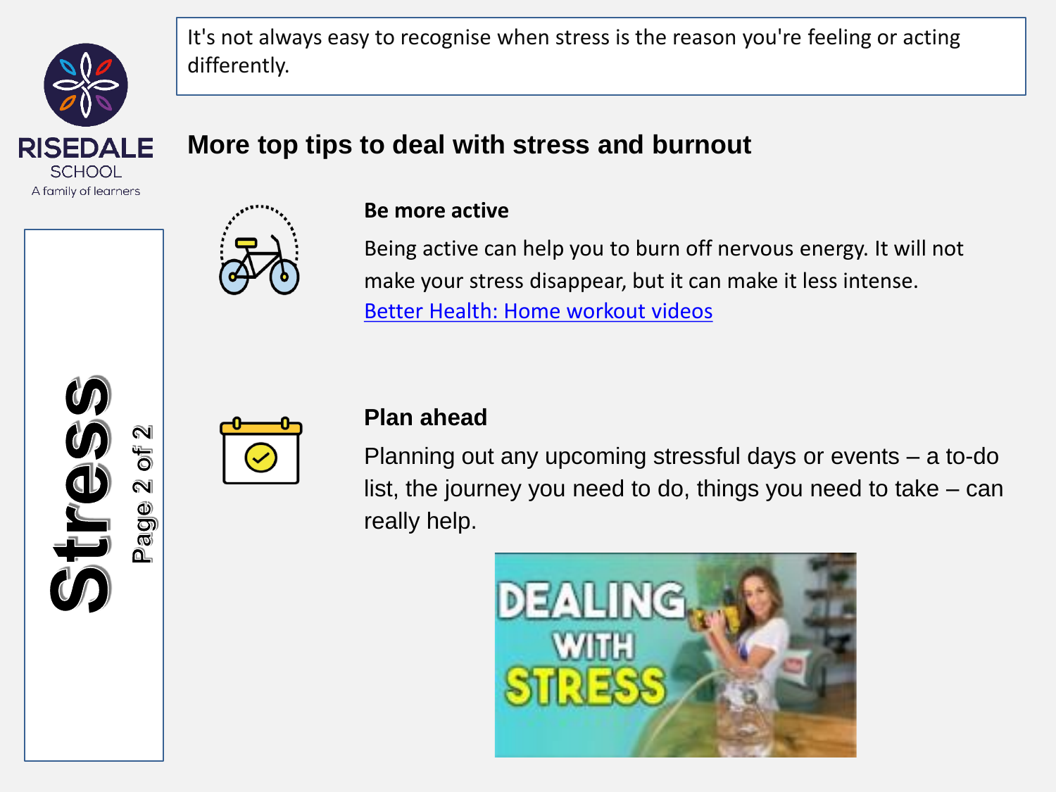It's not always easy to recognise when stress is the reason you're feeling or acting differently.

## More top tips to deal with stress and burnout

### Be more active

Being active can help you to burn off nervous energy. It will not make your stress disappear, but it can make it less intense.

[Better Health: Home workout videos]

### Plan ahead

Planning out any upcoming stressful days or events – a to-do list, the journey you need to do, things you need to take – can really help.